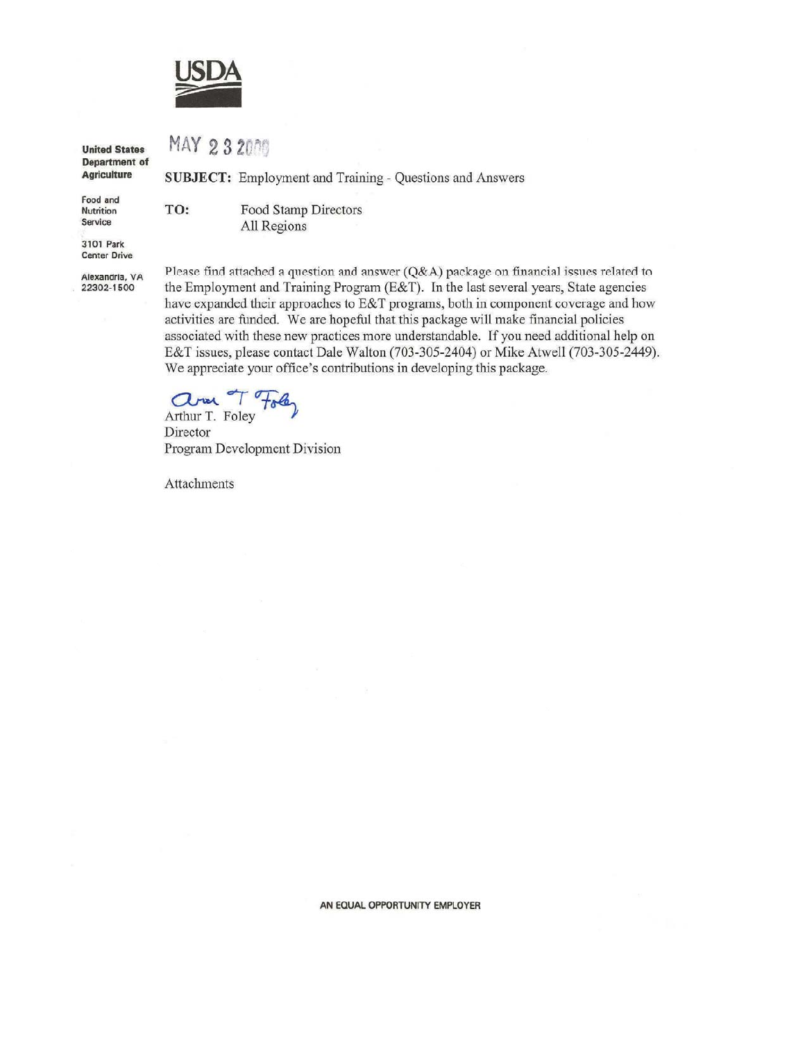USDA

**United States Department of Agriculture**

Food and Nutrition Service

3101 Park Center Drive

Alexandria, VA 22302-1500

MAY 23 2000

**SUBJECT:** Employment and Training - Questions and Answers

**TO:** Food Stamp Directors
All Regions

Please find attached a question and answer (Q&A) package on financial issues related to the Employment and Training Program (E&T). In the last several years, State agencies have expanded their approaches to E&T programs, both in component coverage and how activities are funded. We are hopeful that this package will make financial policies associated with these new practices more understandable. If you need additional help on E&T issues, please contact Dale Walton (703-305-2404) or Mike Atwell (703-305-2449). We appreciate your office's contributions in developing this package.

Arthur T. Foley
Director
Program Development Division

Attachments

AN EQUAL OPPORTUNITY EMPLOYER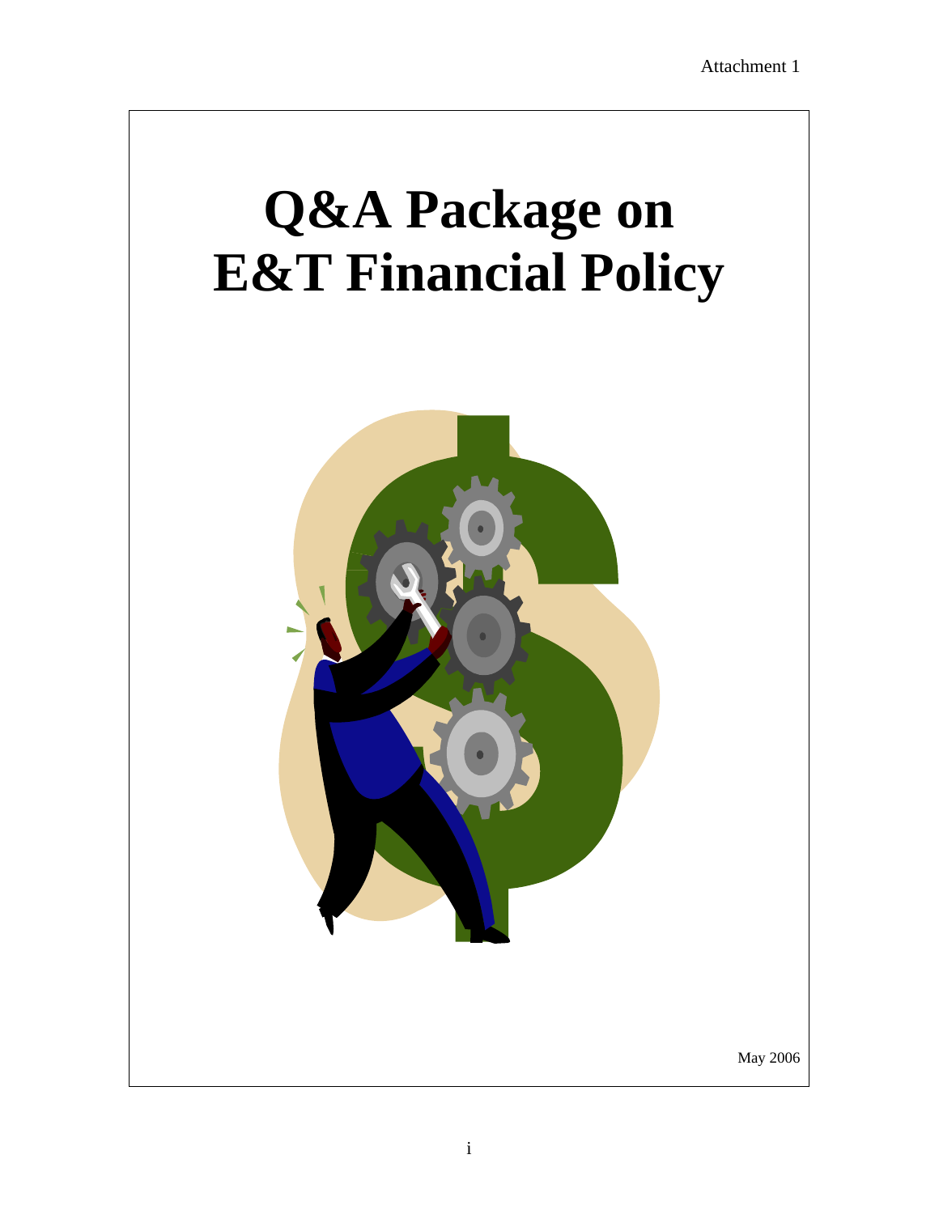Attachment 1

# Q&A Package on E&T Financial Policy

May 2006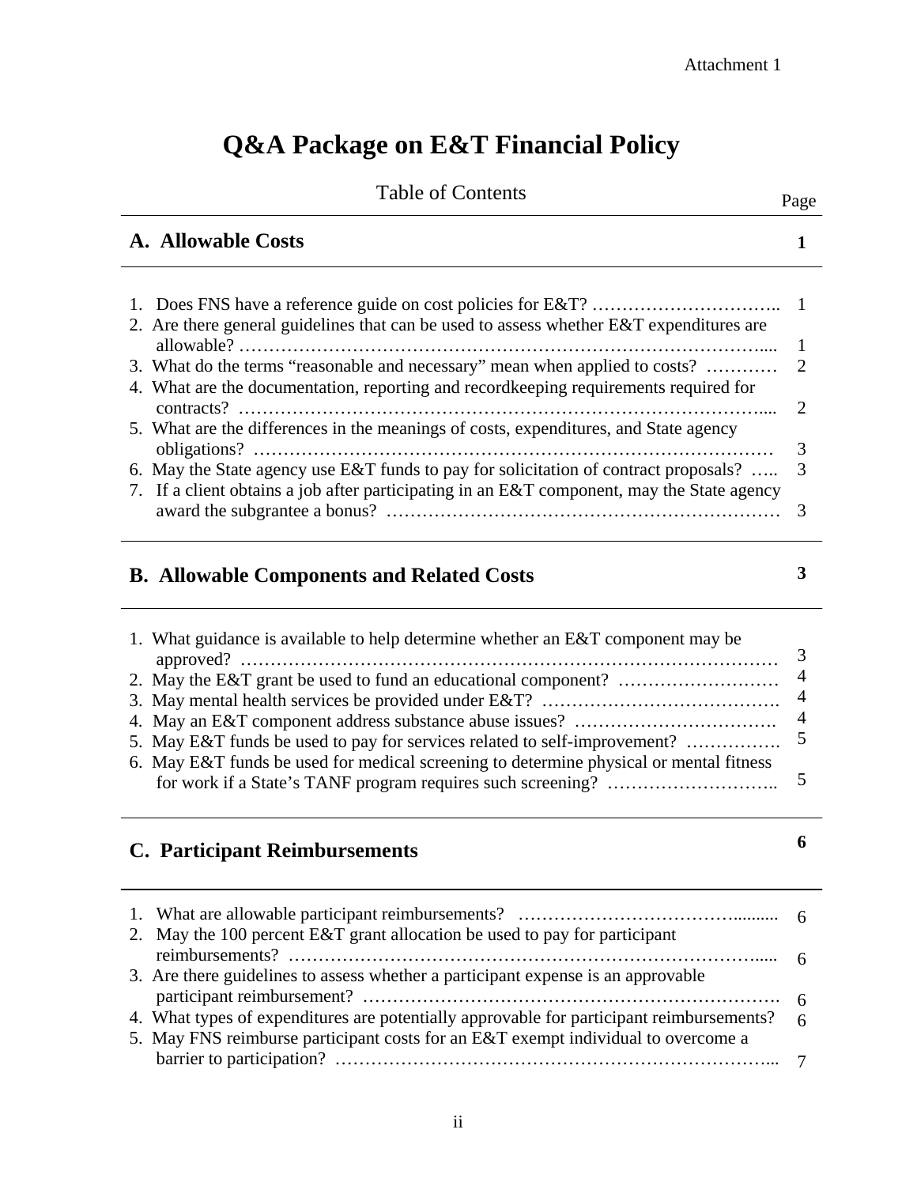Attachment 1

# Q&A Package on E&T Financial Policy

Table of Contents

| | Page |
|---|---|
| **A. Allowable Costs** | **1** |
| 1. Does FNS have a reference guide on cost policies for E&T? | 1 |
| 2. Are there general guidelines that can be used to assess whether E&T expenditures are allowable? | 1 |
| 3. What do the terms "reasonable and necessary" mean when applied to costs? | 2 |
| 4. What are the documentation, reporting and recordkeeping requirements required for contracts? | 2 |
| 5. What are the differences in the meanings of costs, expenditures, and State agency obligations? | 3 |
| 6. May the State agency use E&T funds to pay for solicitation of contract proposals? | 3 |
| 7. If a client obtains a job after participating in an E&T component, may the State agency award the subgrantee a bonus? | 3 |
| **B. Allowable Components and Related Costs** | **3** |
| 1. What guidance is available to help determine whether an E&T component may be approved? | 3 |
| 2. May the E&T grant be used to fund an educational component? | 4 |
| 3. May mental health services be provided under E&T? | 4 |
| 4. May an E&T component address substance abuse issues? | 4 |
| 5. May E&T funds be used to pay for services related to self-improvement? | 5 |
| 6. May E&T funds be used for medical screening to determine physical or mental fitness for work if a State's TANF program requires such screening? | 5 |
| **C. Participant Reimbursements** | **6** |
| 1. What are allowable participant reimbursements? | 6 |
| 2. May the 100 percent E&T grant allocation be used to pay for participant reimbursements? | 6 |
| 3. Are there guidelines to assess whether a participant expense is an approvable participant reimbursement? | 6 |
| 4. What types of expenditures are potentially approvable for participant reimbursements? | 6 |
| 5. May FNS reimburse participant costs for an E&T exempt individual to overcome a barrier to participation? | 7 |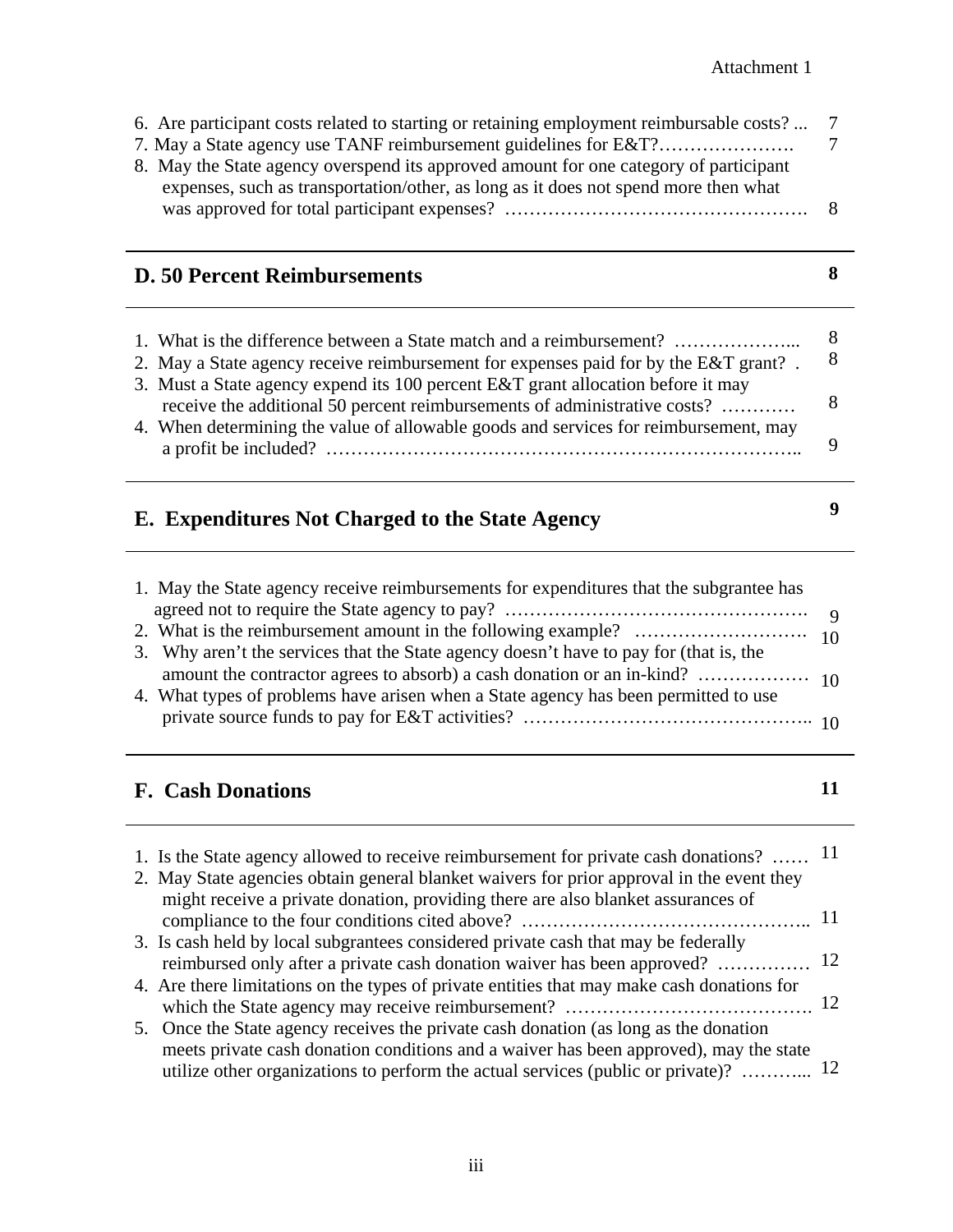6. Are participant costs related to starting or retaining employment reimbursable costs? ... 7
7. May a State agency use TANF reimbursement guidelines for E&T?…………………. 7
8. May the State agency overspend its approved amount for one category of participant expenses, such as transportation/other, as long as it does not spend more then what was approved for total participant expenses? ………………………………………. 8

## D. 50 Percent Reimbursements — 8

1. What is the difference between a State match and a reimbursement? ………………... 8
2. May a State agency receive reimbursement for expenses paid for by the E&T grant? . 8
3. Must a State agency expend its 100 percent E&T grant allocation before it may receive the additional 50 percent reimbursements of administrative costs? ………… 8
4. When determining the value of allowable goods and services for reimbursement, may a profit be included? ……………………………………………………………….. 9

## E. Expenditures Not Charged to the State Agency — 9

1. May the State agency receive reimbursements for expenditures that the subgrantee has agreed not to require the State agency to pay? …………………………………………. 9
2. What is the reimbursement amount in the following example? ………………………. 10
3. Why aren't the services that the State agency doesn't have to pay for (that is, the amount the contractor agrees to absorb) a cash donation or an in-kind? ……………… 10
4. What types of problems have arisen when a State agency has been permitted to use private source funds to pay for E&T activities? ……………………………………….. 10

## F. Cash Donations — 11

1. Is the State agency allowed to receive reimbursement for private cash donations? …… 11
2. May State agencies obtain general blanket waivers for prior approval in the event they might receive a private donation, providing there are also blanket assurances of compliance to the four conditions cited above? …………………………………….. 11
3. Is cash held by local subgrantees considered private cash that may be federally reimbursed only after a private cash donation waiver has been approved? …………… 12
4. Are there limitations on the types of private entities that may make cash donations for which the State agency may receive reimbursement? …………………………………. 12
5. Once the State agency receives the private cash donation (as long as the donation meets private cash donation conditions and a waiver has been approved), may the state utilize other organizations to perform the actual services (public or private)? ………... 12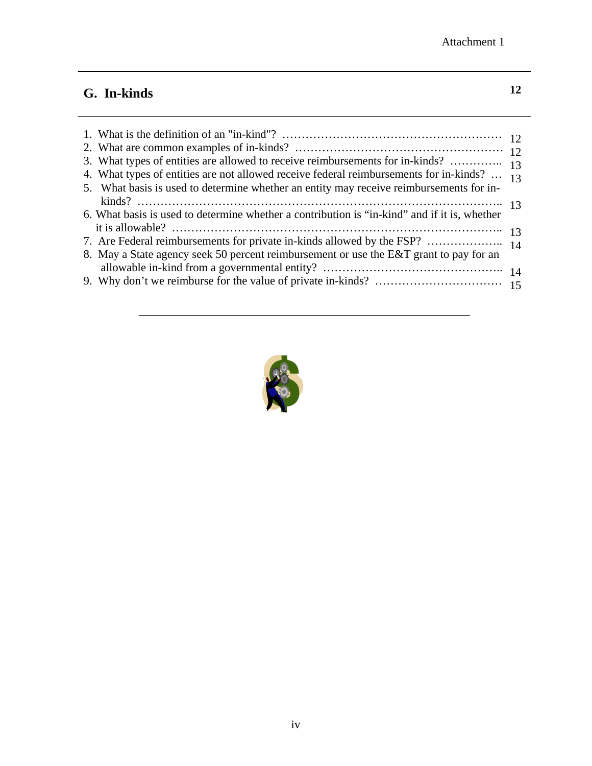Attachment 1

## G. In-kinds ... 12

1. What is the definition of an "in-kind"? ... 12
2. What are common examples of in-kinds? ... 12
3. What types of entities are allowed to receive reimbursements for in-kinds? ... 13
4. What types of entities are not allowed receive federal reimbursements for in-kinds? ... 13
5. What basis is used to determine whether an entity may receive reimbursements for in-kinds? ... 13
6. What basis is used to determine whether a contribution is "in-kind" and if it is, whether it is allowable? ... 13
7. Are Federal reimbursements for private in-kinds allowed by the FSP? ... 14
8. May a State agency seek 50 percent reimbursement or use the E&T grant to pay for an allowable in-kind from a governmental entity? ... 14
9. Why don't we reimburse for the value of private in-kinds? ... 15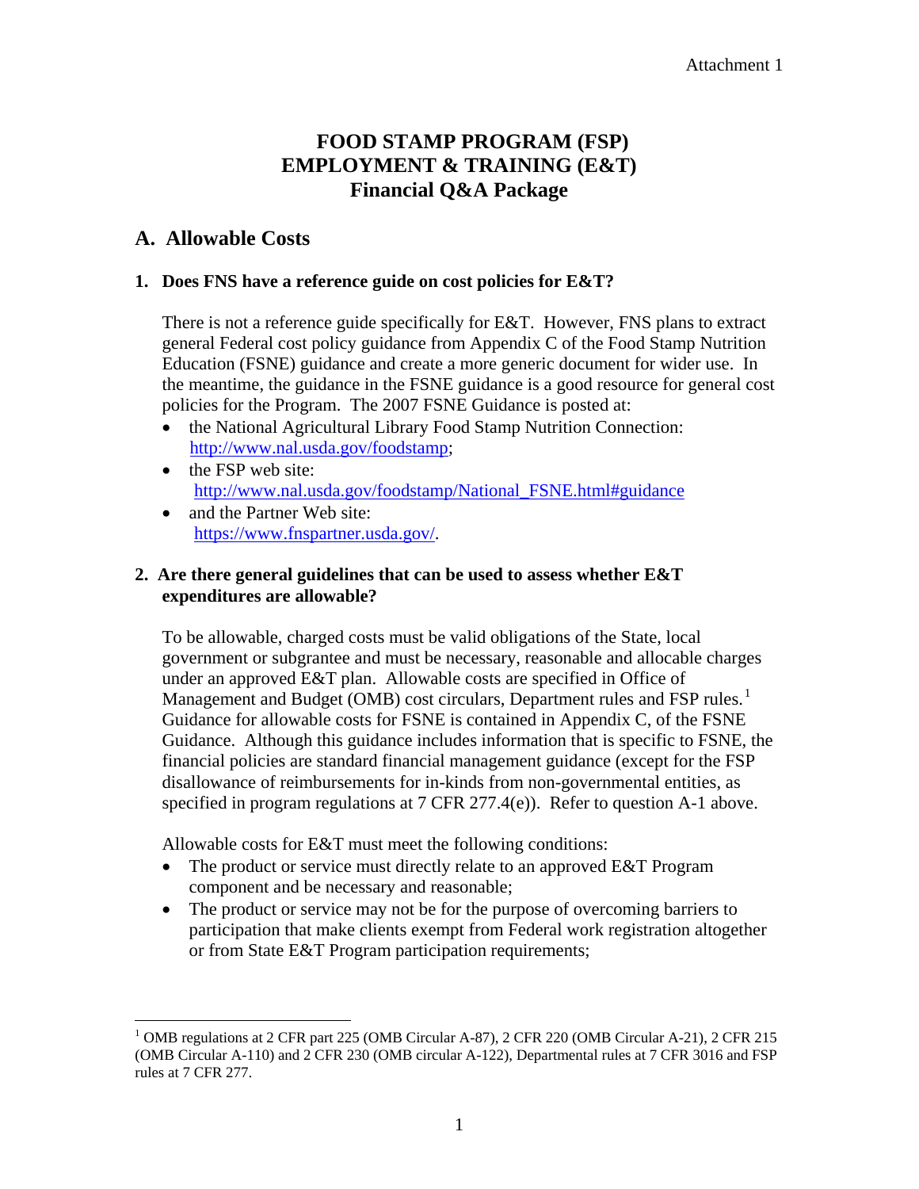Attachment 1

# FOOD STAMP PROGRAM (FSP) EMPLOYMENT & TRAINING (E&T) Financial Q&A Package

## A. Allowable Costs

### 1. Does FNS have a reference guide on cost policies for E&T?

There is not a reference guide specifically for E&T. However, FNS plans to extract general Federal cost policy guidance from Appendix C of the Food Stamp Nutrition Education (FSNE) guidance and create a more generic document for wider use. In the meantime, the guidance in the FSNE guidance is a good resource for general cost policies for the Program. The 2007 FSNE Guidance is posted at:

- the National Agricultural Library Food Stamp Nutrition Connection: http://www.nal.usda.gov/foodstamp;
- the FSP web site: http://www.nal.usda.gov/foodstamp/National_FSNE.html#guidance
- and the Partner Web site: https://www.fnspartner.usda.gov/.

### 2. Are there general guidelines that can be used to assess whether E&T expenditures are allowable?

To be allowable, charged costs must be valid obligations of the State, local government or subgrantee and must be necessary, reasonable and allocable charges under an approved E&T plan. Allowable costs are specified in Office of Management and Budget (OMB) cost circulars, Department rules and FSP rules.[1] Guidance for allowable costs for FSNE is contained in Appendix C, of the FSNE Guidance. Although this guidance includes information that is specific to FSNE, the financial policies are standard financial management guidance (except for the FSP disallowance of reimbursements for in-kinds from non-governmental entities, as specified in program regulations at 7 CFR 277.4(e)). Refer to question A-1 above.

Allowable costs for E&T must meet the following conditions:

- The product or service must directly relate to an approved E&T Program component and be necessary and reasonable;
- The product or service may not be for the purpose of overcoming barriers to participation that make clients exempt from Federal work registration altogether or from State E&T Program participation requirements;

[1] OMB regulations at 2 CFR part 225 (OMB Circular A-87), 2 CFR 220 (OMB Circular A-21), 2 CFR 215 (OMB Circular A-110) and 2 CFR 230 (OMB circular A-122), Departmental rules at 7 CFR 3016 and FSP rules at 7 CFR 277.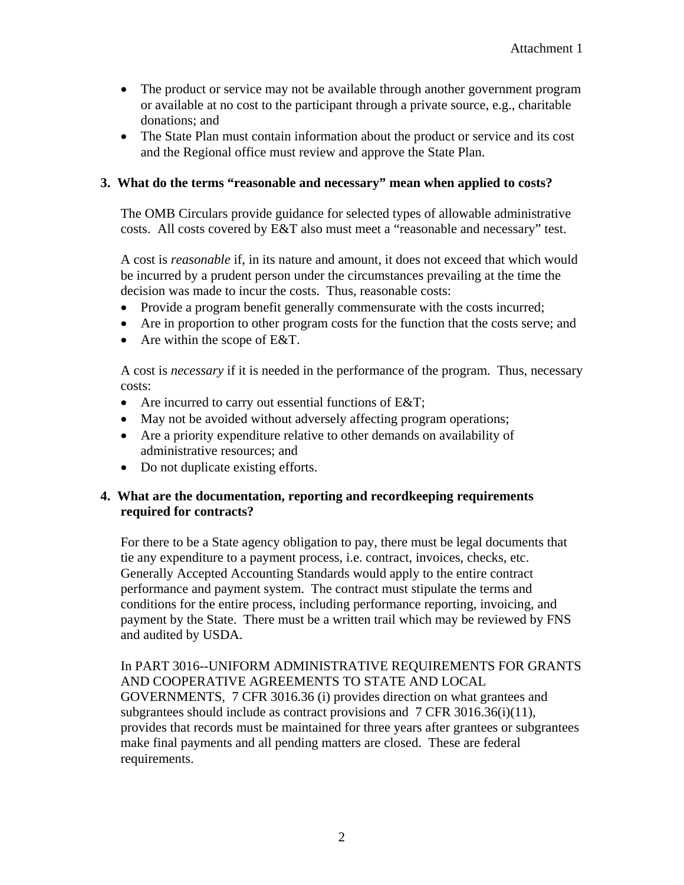- The product or service may not be available through another government program or available at no cost to the participant through a private source, e.g., charitable donations; and
- The State Plan must contain information about the product or service and its cost and the Regional office must review and approve the State Plan.

**3. What do the terms "reasonable and necessary" mean when applied to costs?**

The OMB Circulars provide guidance for selected types of allowable administrative costs. All costs covered by E&T also must meet a "reasonable and necessary" test.

A cost is *reasonable* if, in its nature and amount, it does not exceed that which would be incurred by a prudent person under the circumstances prevailing at the time the decision was made to incur the costs. Thus, reasonable costs:

- Provide a program benefit generally commensurate with the costs incurred;
- Are in proportion to other program costs for the function that the costs serve; and
- Are within the scope of E&T.

A cost is *necessary* if it is needed in the performance of the program. Thus, necessary costs:

- Are incurred to carry out essential functions of E&T;
- May not be avoided without adversely affecting program operations;
- Are a priority expenditure relative to other demands on availability of administrative resources; and
- Do not duplicate existing efforts.

**4. What are the documentation, reporting and recordkeeping requirements required for contracts?**

For there to be a State agency obligation to pay, there must be legal documents that tie any expenditure to a payment process, i.e. contract, invoices, checks, etc. Generally Accepted Accounting Standards would apply to the entire contract performance and payment system. The contract must stipulate the terms and conditions for the entire process, including performance reporting, invoicing, and payment by the State. There must be a written trail which may be reviewed by FNS and audited by USDA.

In PART 3016--UNIFORM ADMINISTRATIVE REQUIREMENTS FOR GRANTS AND COOPERATIVE AGREEMENTS TO STATE AND LOCAL GOVERNMENTS, 7 CFR 3016.36 (i) provides direction on what grantees and subgrantees should include as contract provisions and 7 CFR 3016.36(i)(11), provides that records must be maintained for three years after grantees or subgrantees make final payments and all pending matters are closed. These are federal requirements.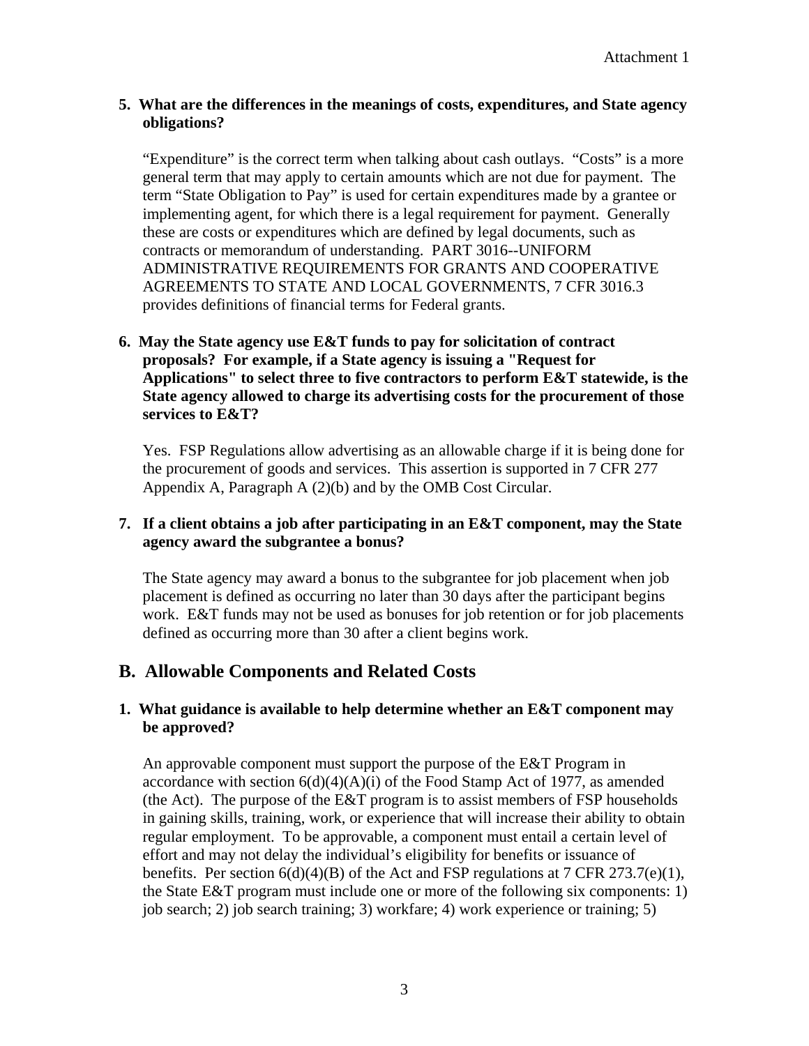**5. What are the differences in the meanings of costs, expenditures, and State agency obligations?**

"Expenditure" is the correct term when talking about cash outlays. "Costs" is a more general term that may apply to certain amounts which are not due for payment. The term "State Obligation to Pay" is used for certain expenditures made by a grantee or implementing agent, for which there is a legal requirement for payment. Generally these are costs or expenditures which are defined by legal documents, such as contracts or memorandum of understanding. PART 3016--UNIFORM ADMINISTRATIVE REQUIREMENTS FOR GRANTS AND COOPERATIVE AGREEMENTS TO STATE AND LOCAL GOVERNMENTS, 7 CFR 3016.3 provides definitions of financial terms for Federal grants.

**6. May the State agency use E&T funds to pay for solicitation of contract proposals? For example, if a State agency is issuing a "Request for Applications" to select three to five contractors to perform E&T statewide, is the State agency allowed to charge its advertising costs for the procurement of those services to E&T?**

Yes. FSP Regulations allow advertising as an allowable charge if it is being done for the procurement of goods and services. This assertion is supported in 7 CFR 277 Appendix A, Paragraph A (2)(b) and by the OMB Cost Circular.

**7. If a client obtains a job after participating in an E&T component, may the State agency award the subgrantee a bonus?**

The State agency may award a bonus to the subgrantee for job placement when job placement is defined as occurring no later than 30 days after the participant begins work. E&T funds may not be used as bonuses for job retention or for job placements defined as occurring more than 30 after a client begins work.

## B. Allowable Components and Related Costs

**1. What guidance is available to help determine whether an E&T component may be approved?**

An approvable component must support the purpose of the E&T Program in accordance with section 6(d)(4)(A)(i) of the Food Stamp Act of 1977, as amended (the Act). The purpose of the E&T program is to assist members of FSP households in gaining skills, training, work, or experience that will increase their ability to obtain regular employment. To be approvable, a component must entail a certain level of effort and may not delay the individual's eligibility for benefits or issuance of benefits. Per section 6(d)(4)(B) of the Act and FSP regulations at 7 CFR 273.7(e)(1), the State E&T program must include one or more of the following six components: 1) job search; 2) job search training; 3) workfare; 4) work experience or training; 5)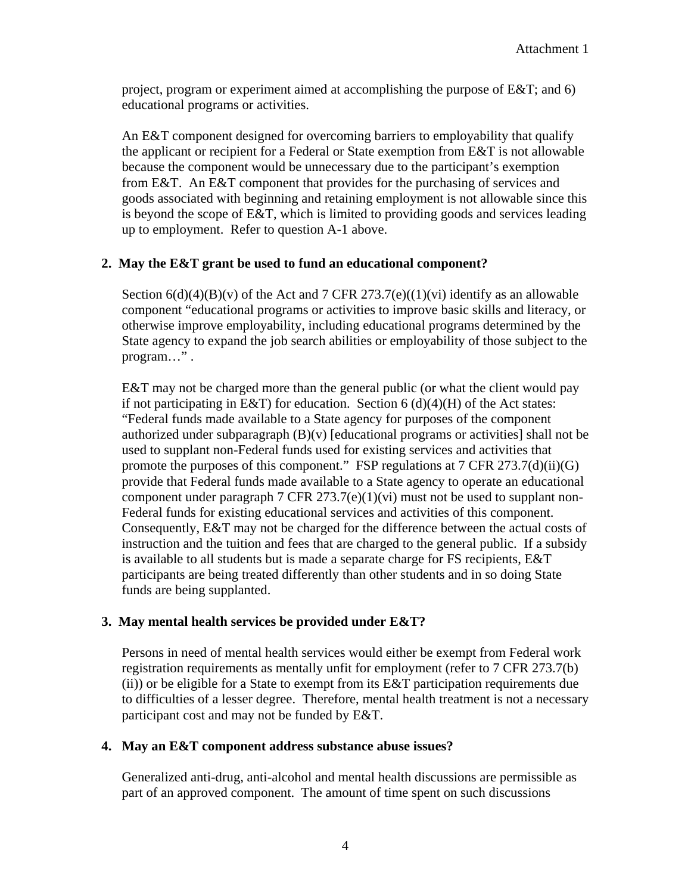project, program or experiment aimed at accomplishing the purpose of E&T; and 6) educational programs or activities.

An E&T component designed for overcoming barriers to employability that qualify the applicant or recipient for a Federal or State exemption from E&T is not allowable because the component would be unnecessary due to the participant's exemption from E&T. An E&T component that provides for the purchasing of services and goods associated with beginning and retaining employment is not allowable since this is beyond the scope of E&T, which is limited to providing goods and services leading up to employment. Refer to question A-1 above.

**2. May the E&T grant be used to fund an educational component?**

Section 6(d)(4)(B)(v) of the Act and 7 CFR 273.7(e)((1)(vi) identify as an allowable component "educational programs or activities to improve basic skills and literacy, or otherwise improve employability, including educational programs determined by the State agency to expand the job search abilities or employability of those subject to the program…" .

E&T may not be charged more than the general public (or what the client would pay if not participating in E&T) for education. Section 6 (d)(4)(H) of the Act states: "Federal funds made available to a State agency for purposes of the component authorized under subparagraph (B)(v) [educational programs or activities] shall not be used to supplant non-Federal funds used for existing services and activities that promote the purposes of this component." FSP regulations at 7 CFR 273.7(d)(ii)(G) provide that Federal funds made available to a State agency to operate an educational component under paragraph 7 CFR 273.7(e)(1)(vi) must not be used to supplant non-Federal funds for existing educational services and activities of this component. Consequently, E&T may not be charged for the difference between the actual costs of instruction and the tuition and fees that are charged to the general public. If a subsidy is available to all students but is made a separate charge for FS recipients, E&T participants are being treated differently than other students and in so doing State funds are being supplanted.

**3. May mental health services be provided under E&T?**

Persons in need of mental health services would either be exempt from Federal work registration requirements as mentally unfit for employment (refer to 7 CFR 273.7(b)(ii)) or be eligible for a State to exempt from its E&T participation requirements due to difficulties of a lesser degree. Therefore, mental health treatment is not a necessary participant cost and may not be funded by E&T.

**4. May an E&T component address substance abuse issues?**

Generalized anti-drug, anti-alcohol and mental health discussions are permissible as part of an approved component. The amount of time spent on such discussions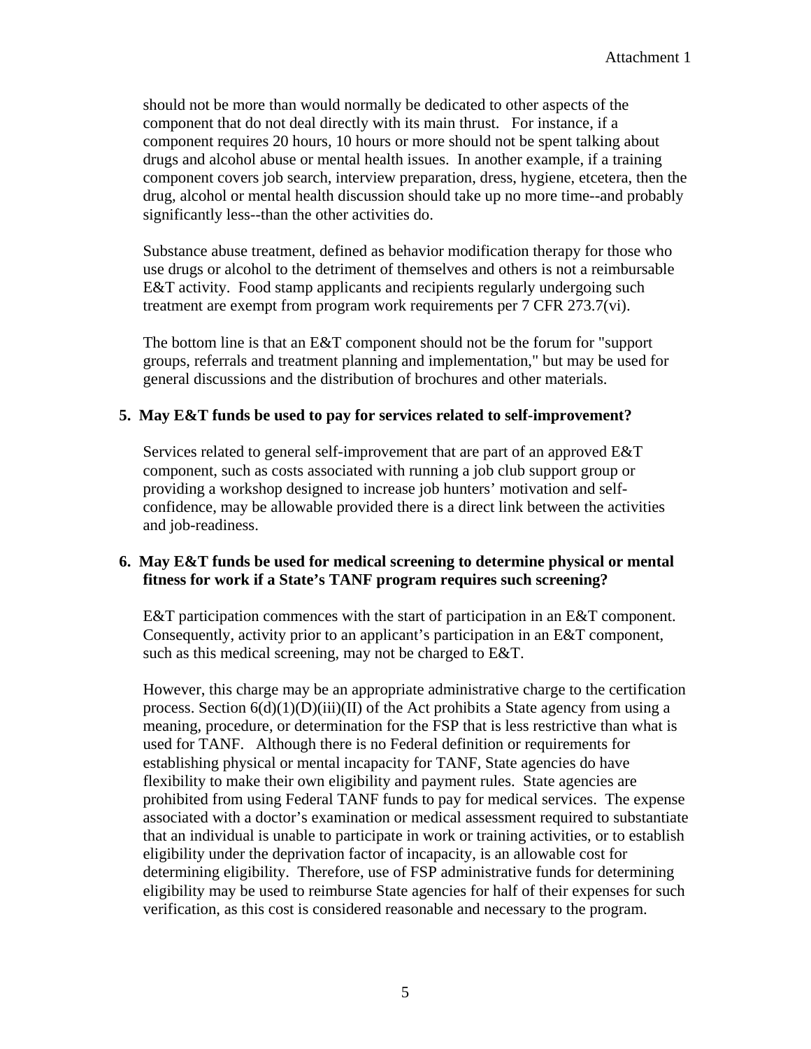should not be more than would normally be dedicated to other aspects of the component that do not deal directly with its main thrust. For instance, if a component requires 20 hours, 10 hours or more should not be spent talking about drugs and alcohol abuse or mental health issues. In another example, if a training component covers job search, interview preparation, dress, hygiene, etcetera, then the drug, alcohol or mental health discussion should take up no more time--and probably significantly less--than the other activities do.

Substance abuse treatment, defined as behavior modification therapy for those who use drugs or alcohol to the detriment of themselves and others is not a reimbursable E&T activity. Food stamp applicants and recipients regularly undergoing such treatment are exempt from program work requirements per 7 CFR 273.7(vi).

The bottom line is that an E&T component should not be the forum for "support groups, referrals and treatment planning and implementation," but may be used for general discussions and the distribution of brochures and other materials.

**5. May E&T funds be used to pay for services related to self-improvement?**

Services related to general self-improvement that are part of an approved E&T component, such as costs associated with running a job club support group or providing a workshop designed to increase job hunters' motivation and self-confidence, may be allowable provided there is a direct link between the activities and job-readiness.

**6. May E&T funds be used for medical screening to determine physical or mental fitness for work if a State's TANF program requires such screening?**

E&T participation commences with the start of participation in an E&T component. Consequently, activity prior to an applicant's participation in an E&T component, such as this medical screening, may not be charged to E&T.

However, this charge may be an appropriate administrative charge to the certification process. Section 6(d)(1)(D)(iii)(II) of the Act prohibits a State agency from using a meaning, procedure, or determination for the FSP that is less restrictive than what is used for TANF. Although there is no Federal definition or requirements for establishing physical or mental incapacity for TANF, State agencies do have flexibility to make their own eligibility and payment rules. State agencies are prohibited from using Federal TANF funds to pay for medical services. The expense associated with a doctor's examination or medical assessment required to substantiate that an individual is unable to participate in work or training activities, or to establish eligibility under the deprivation factor of incapacity, is an allowable cost for determining eligibility. Therefore, use of FSP administrative funds for determining eligibility may be used to reimburse State agencies for half of their expenses for such verification, as this cost is considered reasonable and necessary to the program.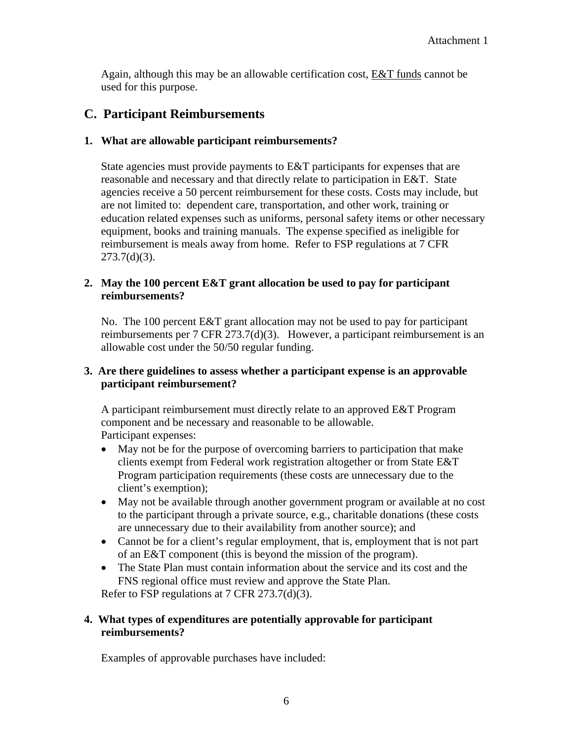Again, although this may be an allowable certification cost, E&T funds cannot be used for this purpose.

## C. Participant Reimbursements

**1. What are allowable participant reimbursements?**

State agencies must provide payments to E&T participants for expenses that are reasonable and necessary and that directly relate to participation in E&T. State agencies receive a 50 percent reimbursement for these costs. Costs may include, but are not limited to: dependent care, transportation, and other work, training or education related expenses such as uniforms, personal safety items or other necessary equipment, books and training manuals. The expense specified as ineligible for reimbursement is meals away from home. Refer to FSP regulations at 7 CFR 273.7(d)(3).

**2. May the 100 percent E&T grant allocation be used to pay for participant reimbursements?**

No. The 100 percent E&T grant allocation may not be used to pay for participant reimbursements per 7 CFR 273.7(d)(3). However, a participant reimbursement is an allowable cost under the 50/50 regular funding.

**3. Are there guidelines to assess whether a participant expense is an approvable participant reimbursement?**

A participant reimbursement must directly relate to an approved E&T Program component and be necessary and reasonable to be allowable.
Participant expenses:

- May not be for the purpose of overcoming barriers to participation that make clients exempt from Federal work registration altogether or from State E&T Program participation requirements (these costs are unnecessary due to the client's exemption);
- May not be available through another government program or available at no cost to the participant through a private source, e.g., charitable donations (these costs are unnecessary due to their availability from another source); and
- Cannot be for a client's regular employment, that is, employment that is not part of an E&T component (this is beyond the mission of the program).
- The State Plan must contain information about the service and its cost and the FNS regional office must review and approve the State Plan.

Refer to FSP regulations at 7 CFR 273.7(d)(3).

**4. What types of expenditures are potentially approvable for participant reimbursements?**

Examples of approvable purchases have included: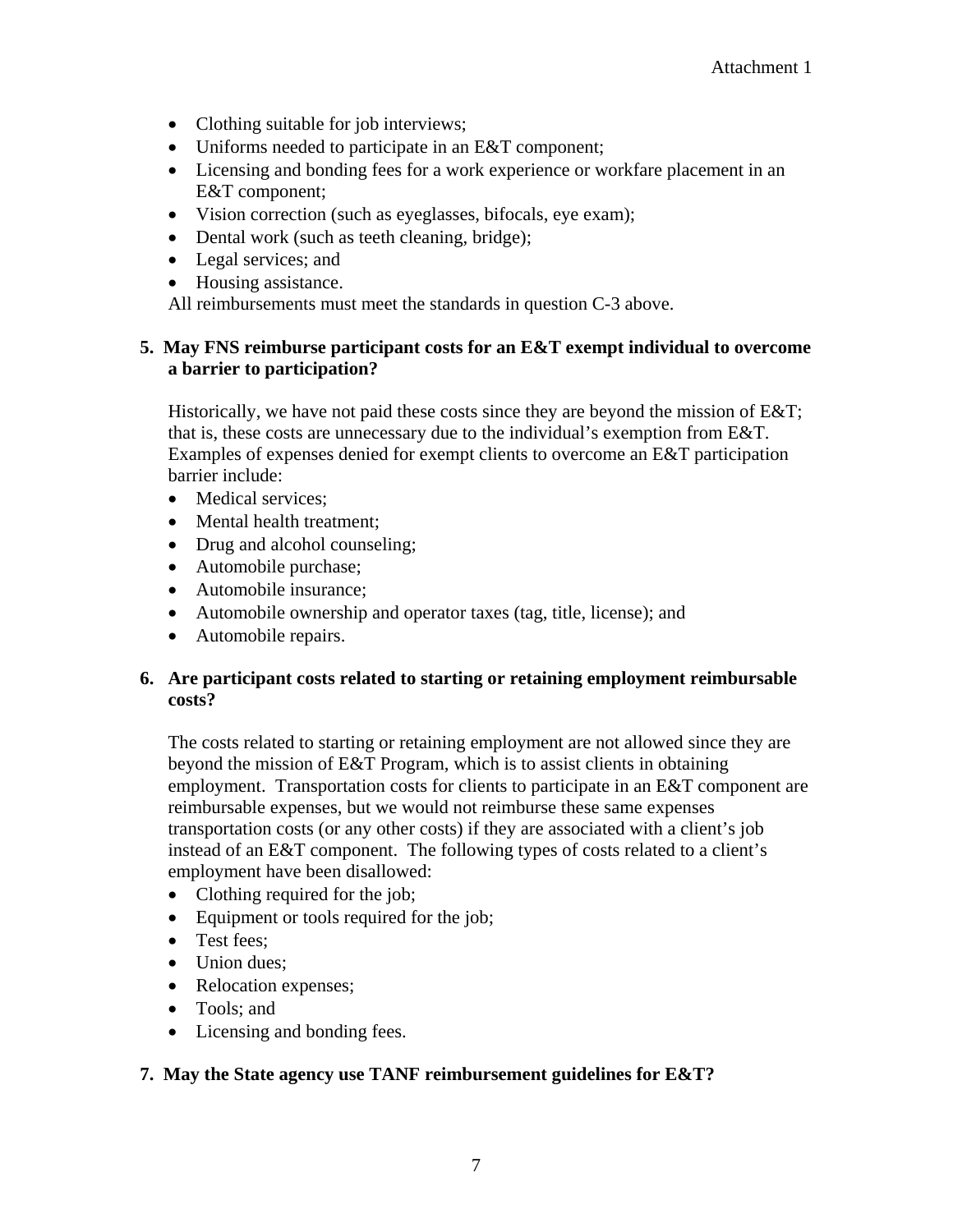- Clothing suitable for job interviews;
- Uniforms needed to participate in an E&T component;
- Licensing and bonding fees for a work experience or workfare placement in an E&T component;
- Vision correction (such as eyeglasses, bifocals, eye exam);
- Dental work (such as teeth cleaning, bridge);
- Legal services; and
- Housing assistance.

All reimbursements must meet the standards in question C-3 above.

**5. May FNS reimburse participant costs for an E&T exempt individual to overcome a barrier to participation?**

Historically, we have not paid these costs since they are beyond the mission of E&T; that is, these costs are unnecessary due to the individual's exemption from E&T. Examples of expenses denied for exempt clients to overcome an E&T participation barrier include:

- Medical services;
- Mental health treatment;
- Drug and alcohol counseling;
- Automobile purchase;
- Automobile insurance;
- Automobile ownership and operator taxes (tag, title, license); and
- Automobile repairs.

**6. Are participant costs related to starting or retaining employment reimbursable costs?**

The costs related to starting or retaining employment are not allowed since they are beyond the mission of E&T Program, which is to assist clients in obtaining employment. Transportation costs for clients to participate in an E&T component are reimbursable expenses, but we would not reimburse these same expenses transportation costs (or any other costs) if they are associated with a client's job instead of an E&T component. The following types of costs related to a client's employment have been disallowed:

- Clothing required for the job;
- Equipment or tools required for the job;
- Test fees;
- Union dues;
- Relocation expenses;
- Tools; and
- Licensing and bonding fees.

**7. May the State agency use TANF reimbursement guidelines for E&T?**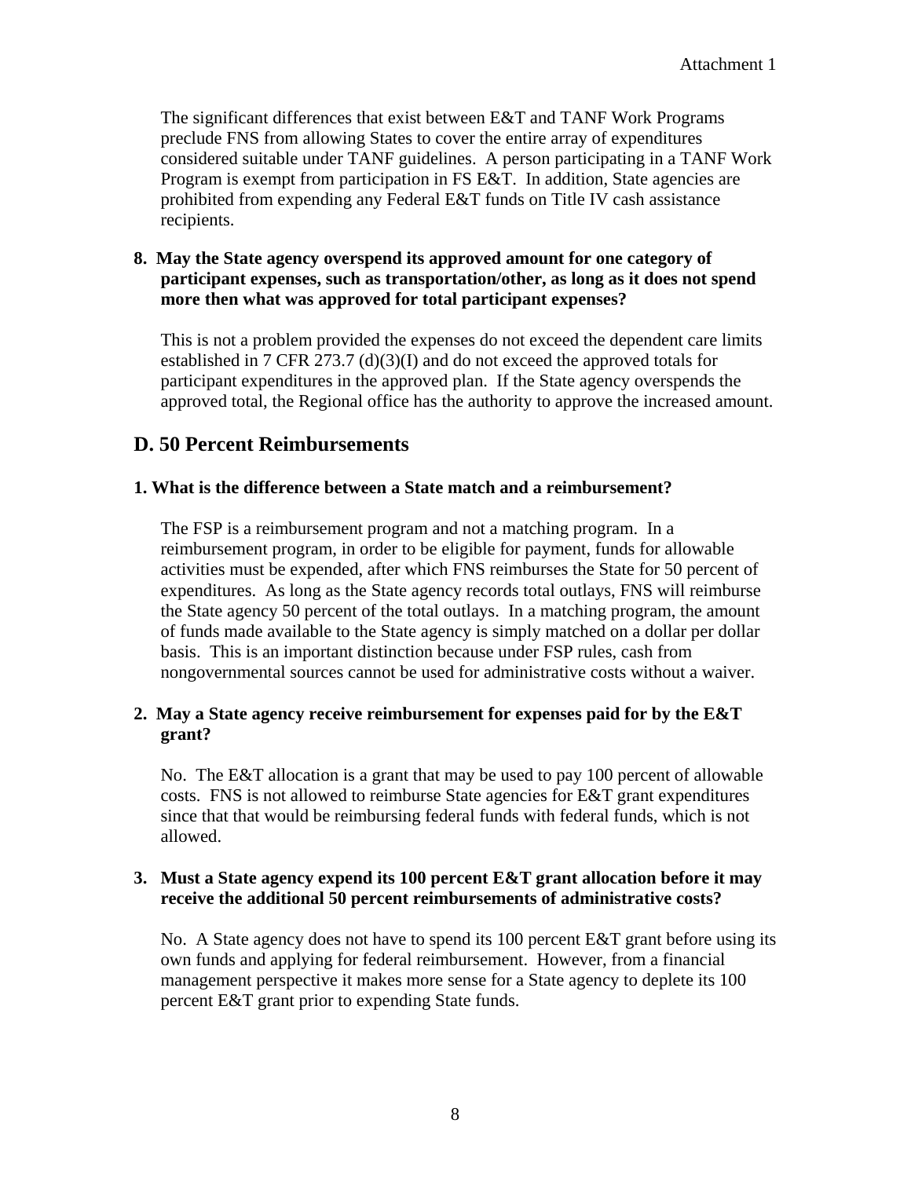The significant differences that exist between E&T and TANF Work Programs preclude FNS from allowing States to cover the entire array of expenditures considered suitable under TANF guidelines. A person participating in a TANF Work Program is exempt from participation in FS E&T. In addition, State agencies are prohibited from expending any Federal E&T funds on Title IV cash assistance recipients.

**8. May the State agency overspend its approved amount for one category of participant expenses, such as transportation/other, as long as it does not spend more then what was approved for total participant expenses?**

This is not a problem provided the expenses do not exceed the dependent care limits established in 7 CFR 273.7 (d)(3)(I) and do not exceed the approved totals for participant expenditures in the approved plan. If the State agency overspends the approved total, the Regional office has the authority to approve the increased amount.

## D. 50 Percent Reimbursements

**1. What is the difference between a State match and a reimbursement?**

The FSP is a reimbursement program and not a matching program. In a reimbursement program, in order to be eligible for payment, funds for allowable activities must be expended, after which FNS reimburses the State for 50 percent of expenditures. As long as the State agency records total outlays, FNS will reimburse the State agency 50 percent of the total outlays. In a matching program, the amount of funds made available to the State agency is simply matched on a dollar per dollar basis. This is an important distinction because under FSP rules, cash from nongovernmental sources cannot be used for administrative costs without a waiver.

**2. May a State agency receive reimbursement for expenses paid for by the E&T grant?**

No. The E&T allocation is a grant that may be used to pay 100 percent of allowable costs. FNS is not allowed to reimburse State agencies for E&T grant expenditures since that that would be reimbursing federal funds with federal funds, which is not allowed.

**3. Must a State agency expend its 100 percent E&T grant allocation before it may receive the additional 50 percent reimbursements of administrative costs?**

No. A State agency does not have to spend its 100 percent E&T grant before using its own funds and applying for federal reimbursement. However, from a financial management perspective it makes more sense for a State agency to deplete its 100 percent E&T grant prior to expending State funds.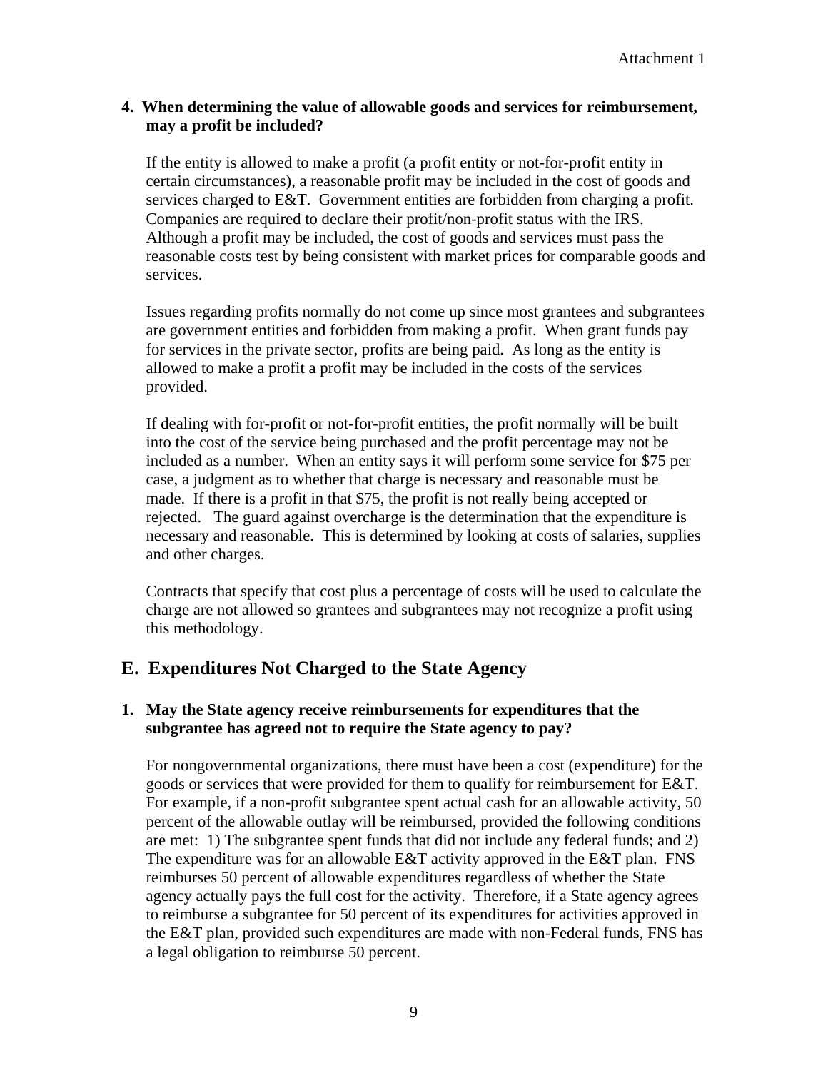**4. When determining the value of allowable goods and services for reimbursement, may a profit be included?**

If the entity is allowed to make a profit (a profit entity or not-for-profit entity in certain circumstances), a reasonable profit may be included in the cost of goods and services charged to E&T. Government entities are forbidden from charging a profit. Companies are required to declare their profit/non-profit status with the IRS. Although a profit may be included, the cost of goods and services must pass the reasonable costs test by being consistent with market prices for comparable goods and services.

Issues regarding profits normally do not come up since most grantees and subgrantees are government entities and forbidden from making a profit. When grant funds pay for services in the private sector, profits are being paid. As long as the entity is allowed to make a profit a profit may be included in the costs of the services provided.

If dealing with for-profit or not-for-profit entities, the profit normally will be built into the cost of the service being purchased and the profit percentage may not be included as a number. When an entity says it will perform some service for $75 per case, a judgment as to whether that charge is necessary and reasonable must be made. If there is a profit in that $75, the profit is not really being accepted or rejected. The guard against overcharge is the determination that the expenditure is necessary and reasonable. This is determined by looking at costs of salaries, supplies and other charges.

Contracts that specify that cost plus a percentage of costs will be used to calculate the charge are not allowed so grantees and subgrantees may not recognize a profit using this methodology.

## E. Expenditures Not Charged to the State Agency

**1. May the State agency receive reimbursements for expenditures that the subgrantee has agreed not to require the State agency to pay?**

For nongovernmental organizations, there must have been a cost (expenditure) for the goods or services that were provided for them to qualify for reimbursement for E&T. For example, if a non-profit subgrantee spent actual cash for an allowable activity, 50 percent of the allowable outlay will be reimbursed, provided the following conditions are met: 1) The subgrantee spent funds that did not include any federal funds; and 2) The expenditure was for an allowable E&T activity approved in the E&T plan. FNS reimburses 50 percent of allowable expenditures regardless of whether the State agency actually pays the full cost for the activity. Therefore, if a State agency agrees to reimburse a subgrantee for 50 percent of its expenditures for activities approved in the E&T plan, provided such expenditures are made with non-Federal funds, FNS has a legal obligation to reimburse 50 percent.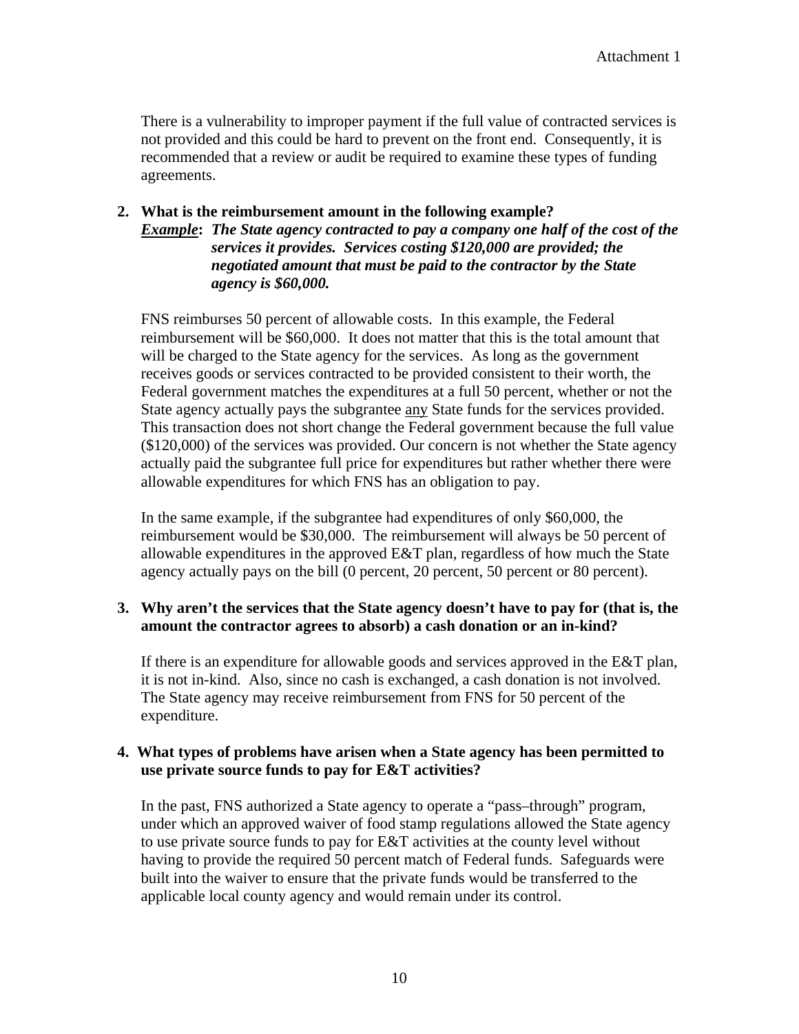There is a vulnerability to improper payment if the full value of contracted services is not provided and this could be hard to prevent on the front end. Consequently, it is recommended that a review or audit be required to examine these types of funding agreements.

**2. What is the reimbursement amount in the following example?**
***Example*: *The State agency contracted to pay a company one half of the cost of the services it provides. Services costing $120,000 are provided; the negotiated amount that must be paid to the contractor by the State agency is $60,000.***

FNS reimburses 50 percent of allowable costs. In this example, the Federal reimbursement will be $60,000. It does not matter that this is the total amount that will be charged to the State agency for the services. As long as the government receives goods or services contracted to be provided consistent to their worth, the Federal government matches the expenditures at a full 50 percent, whether or not the State agency actually pays the subgrantee <u>any</u> State funds for the services provided. This transaction does not short change the Federal government because the full value ($120,000) of the services was provided. Our concern is not whether the State agency actually paid the subgrantee full price for expenditures but rather whether there were allowable expenditures for which FNS has an obligation to pay.

In the same example, if the subgrantee had expenditures of only $60,000, the reimbursement would be $30,000. The reimbursement will always be 50 percent of allowable expenditures in the approved E&T plan, regardless of how much the State agency actually pays on the bill (0 percent, 20 percent, 50 percent or 80 percent).

**3. Why aren't the services that the State agency doesn't have to pay for (that is, the amount the contractor agrees to absorb) a cash donation or an in-kind?**

If there is an expenditure for allowable goods and services approved in the E&T plan, it is not in-kind. Also, since no cash is exchanged, a cash donation is not involved. The State agency may receive reimbursement from FNS for 50 percent of the expenditure.

**4. What types of problems have arisen when a State agency has been permitted to use private source funds to pay for E&T activities?**

In the past, FNS authorized a State agency to operate a "pass–through" program, under which an approved waiver of food stamp regulations allowed the State agency to use private source funds to pay for E&T activities at the county level without having to provide the required 50 percent match of Federal funds. Safeguards were built into the waiver to ensure that the private funds would be transferred to the applicable local county agency and would remain under its control.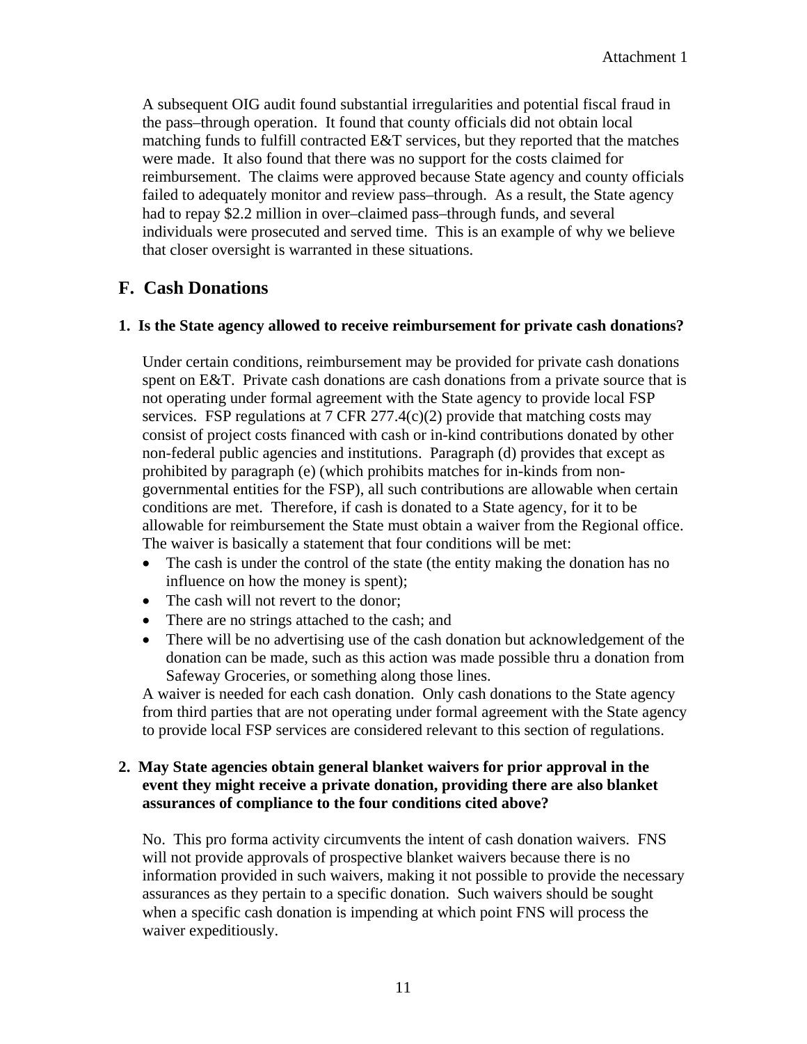A subsequent OIG audit found substantial irregularities and potential fiscal fraud in the pass–through operation. It found that county officials did not obtain local matching funds to fulfill contracted E&T services, but they reported that the matches were made. It also found that there was no support for the costs claimed for reimbursement. The claims were approved because State agency and county officials failed to adequately monitor and review pass–through. As a result, the State agency had to repay $2.2 million in over–claimed pass–through funds, and several individuals were prosecuted and served time. This is an example of why we believe that closer oversight is warranted in these situations.

## F. Cash Donations

**1. Is the State agency allowed to receive reimbursement for private cash donations?**

Under certain conditions, reimbursement may be provided for private cash donations spent on E&T. Private cash donations are cash donations from a private source that is not operating under formal agreement with the State agency to provide local FSP services. FSP regulations at 7 CFR 277.4(c)(2) provide that matching costs may consist of project costs financed with cash or in-kind contributions donated by other non-federal public agencies and institutions. Paragraph (d) provides that except as prohibited by paragraph (e) (which prohibits matches for in-kinds from non-governmental entities for the FSP), all such contributions are allowable when certain conditions are met. Therefore, if cash is donated to a State agency, for it to be allowable for reimbursement the State must obtain a waiver from the Regional office. The waiver is basically a statement that four conditions will be met:

- The cash is under the control of the state (the entity making the donation has no influence on how the money is spent);
- The cash will not revert to the donor;
- There are no strings attached to the cash; and
- There will be no advertising use of the cash donation but acknowledgement of the donation can be made, such as this action was made possible thru a donation from Safeway Groceries, or something along those lines.

A waiver is needed for each cash donation. Only cash donations to the State agency from third parties that are not operating under formal agreement with the State agency to provide local FSP services are considered relevant to this section of regulations.

**2. May State agencies obtain general blanket waivers for prior approval in the event they might receive a private donation, providing there are also blanket assurances of compliance to the four conditions cited above?**

No. This pro forma activity circumvents the intent of cash donation waivers. FNS will not provide approvals of prospective blanket waivers because there is no information provided in such waivers, making it not possible to provide the necessary assurances as they pertain to a specific donation. Such waivers should be sought when a specific cash donation is impending at which point FNS will process the waiver expeditiously.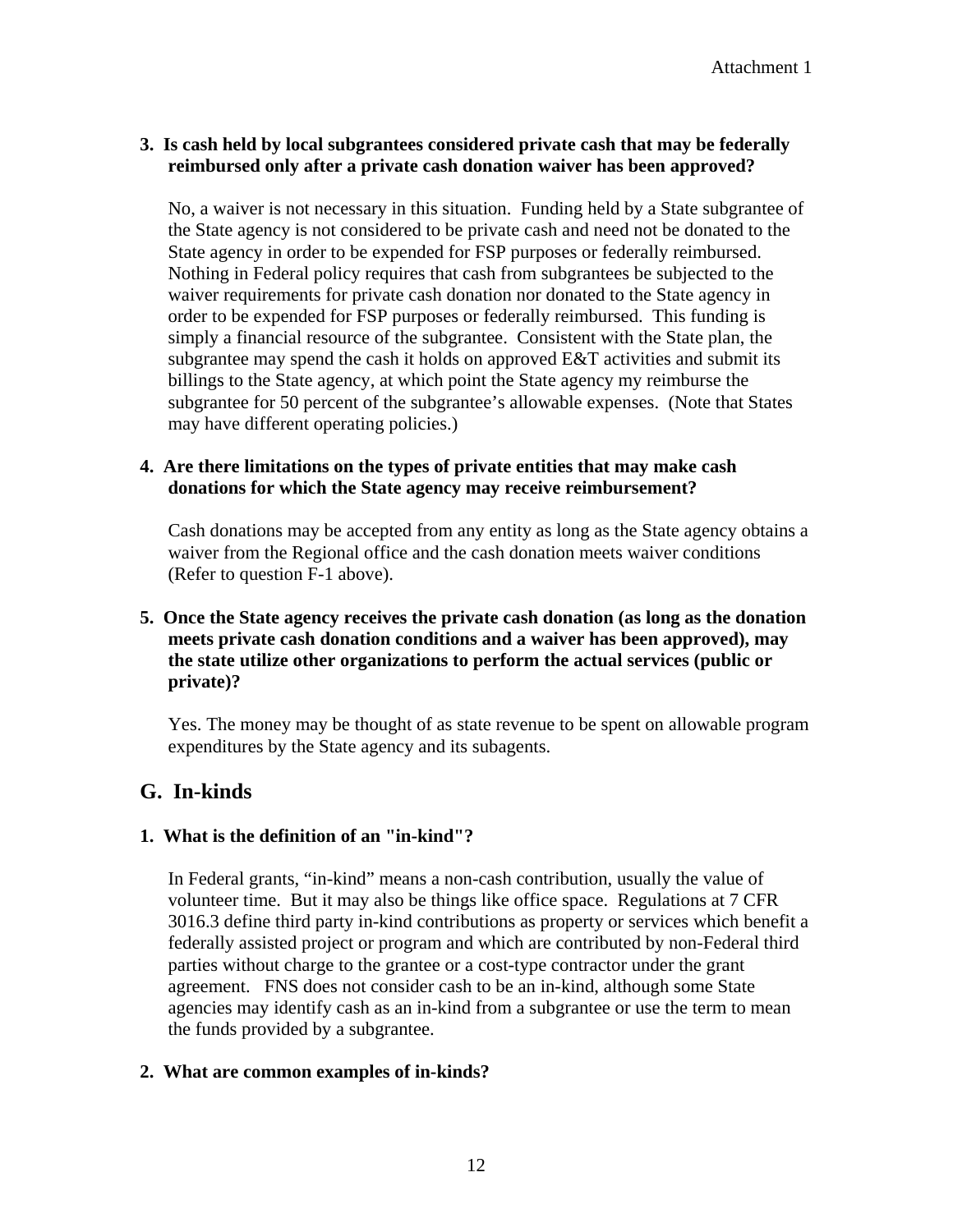**3. Is cash held by local subgrantees considered private cash that may be federally reimbursed only after a private cash donation waiver has been approved?**

No, a waiver is not necessary in this situation. Funding held by a State subgrantee of the State agency is not considered to be private cash and need not be donated to the State agency in order to be expended for FSP purposes or federally reimbursed. Nothing in Federal policy requires that cash from subgrantees be subjected to the waiver requirements for private cash donation nor donated to the State agency in order to be expended for FSP purposes or federally reimbursed. This funding is simply a financial resource of the subgrantee. Consistent with the State plan, the subgrantee may spend the cash it holds on approved E&T activities and submit its billings to the State agency, at which point the State agency my reimburse the subgrantee for 50 percent of the subgrantee's allowable expenses. (Note that States may have different operating policies.)

**4. Are there limitations on the types of private entities that may make cash donations for which the State agency may receive reimbursement?**

Cash donations may be accepted from any entity as long as the State agency obtains a waiver from the Regional office and the cash donation meets waiver conditions (Refer to question F-1 above).

**5. Once the State agency receives the private cash donation (as long as the donation meets private cash donation conditions and a waiver has been approved), may the state utilize other organizations to perform the actual services (public or private)?**

Yes. The money may be thought of as state revenue to be spent on allowable program expenditures by the State agency and its subagents.

## G. In-kinds

**1. What is the definition of an "in-kind"?**

In Federal grants, "in-kind" means a non-cash contribution, usually the value of volunteer time. But it may also be things like office space. Regulations at 7 CFR 3016.3 define third party in-kind contributions as property or services which benefit a federally assisted project or program and which are contributed by non-Federal third parties without charge to the grantee or a cost-type contractor under the grant agreement. FNS does not consider cash to be an in-kind, although some State agencies may identify cash as an in-kind from a subgrantee or use the term to mean the funds provided by a subgrantee.

**2. What are common examples of in-kinds?**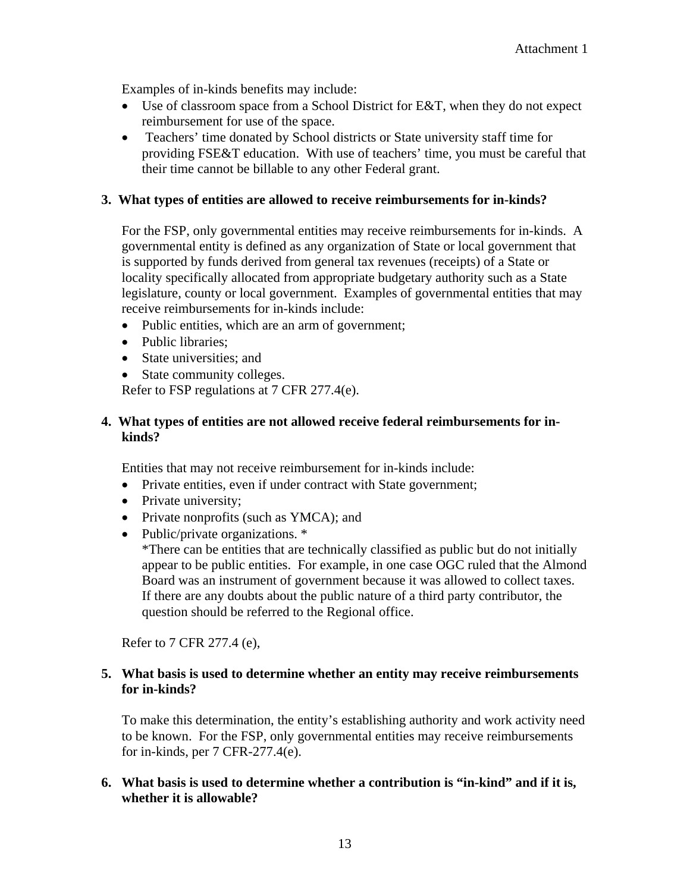Examples of in-kinds benefits may include:

- Use of classroom space from a School District for E&T, when they do not expect reimbursement for use of the space.
- Teachers' time donated by School districts or State university staff time for providing FSE&T education. With use of teachers' time, you must be careful that their time cannot be billable to any other Federal grant.

**3. What types of entities are allowed to receive reimbursements for in-kinds?**

For the FSP, only governmental entities may receive reimbursements for in-kinds. A governmental entity is defined as any organization of State or local government that is supported by funds derived from general tax revenues (receipts) of a State or locality specifically allocated from appropriate budgetary authority such as a State legislature, county or local government. Examples of governmental entities that may receive reimbursements for in-kinds include:

- Public entities, which are an arm of government;
- Public libraries;
- State universities; and
- State community colleges.

Refer to FSP regulations at 7 CFR 277.4(e).

**4. What types of entities are not allowed receive federal reimbursements for in-kinds?**

Entities that may not receive reimbursement for in-kinds include:

- Private entities, even if under contract with State government;
- Private university;
- Private nonprofits (such as YMCA); and
- Public/private organizations. *

  *There can be entities that are technically classified as public but do not initially appear to be public entities. For example, in one case OGC ruled that the Almond Board was an instrument of government because it was allowed to collect taxes. If there are any doubts about the public nature of a third party contributor, the question should be referred to the Regional office.

Refer to 7 CFR 277.4 (e),

**5. What basis is used to determine whether an entity may receive reimbursements for in-kinds?**

To make this determination, the entity's establishing authority and work activity need to be known. For the FSP, only governmental entities may receive reimbursements for in-kinds, per 7 CFR-277.4(e).

**6. What basis is used to determine whether a contribution is "in-kind" and if it is, whether it is allowable?**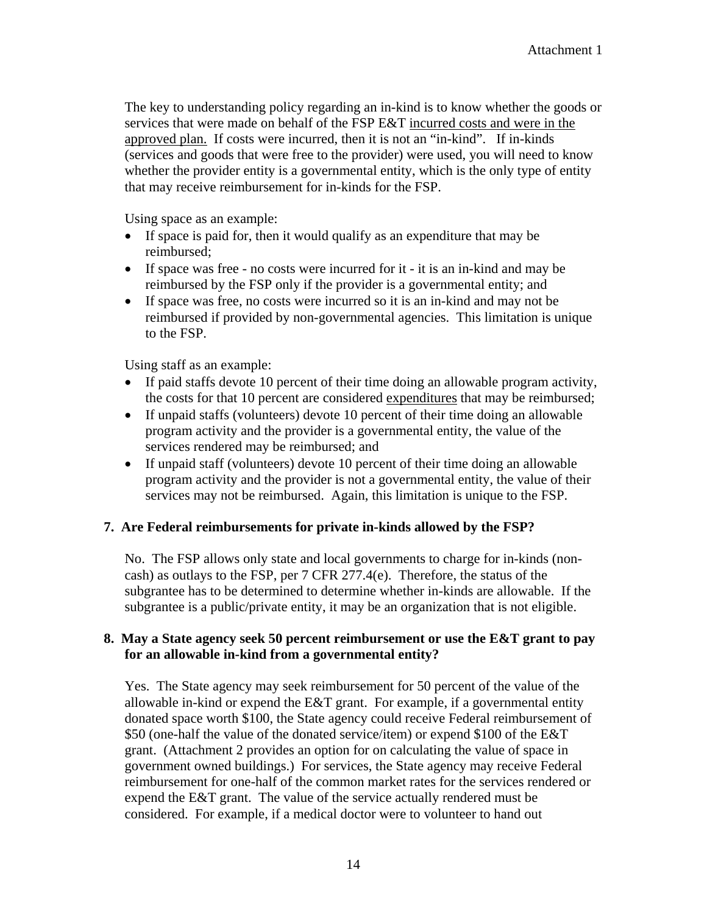The key to understanding policy regarding an in-kind is to know whether the goods or services that were made on behalf of the FSP E&T incurred costs and were in the approved plan. If costs were incurred, then it is not an "in-kind". If in-kinds (services and goods that were free to the provider) were used, you will need to know whether the provider entity is a governmental entity, which is the only type of entity that may receive reimbursement for in-kinds for the FSP.

Using space as an example:

- If space is paid for, then it would qualify as an expenditure that may be reimbursed;
- If space was free - no costs were incurred for it - it is an in-kind and may be reimbursed by the FSP only if the provider is a governmental entity; and
- If space was free, no costs were incurred so it is an in-kind and may not be reimbursed if provided by non-governmental agencies. This limitation is unique to the FSP.

Using staff as an example:

- If paid staffs devote 10 percent of their time doing an allowable program activity, the costs for that 10 percent are considered expenditures that may be reimbursed;
- If unpaid staffs (volunteers) devote 10 percent of their time doing an allowable program activity and the provider is a governmental entity, the value of the services rendered may be reimbursed; and
- If unpaid staff (volunteers) devote 10 percent of their time doing an allowable program activity and the provider is not a governmental entity, the value of their services may not be reimbursed. Again, this limitation is unique to the FSP.

**7. Are Federal reimbursements for private in-kinds allowed by the FSP?**

No. The FSP allows only state and local governments to charge for in-kinds (non-cash) as outlays to the FSP, per 7 CFR 277.4(e). Therefore, the status of the subgrantee has to be determined to determine whether in-kinds are allowable. If the subgrantee is a public/private entity, it may be an organization that is not eligible.

**8. May a State agency seek 50 percent reimbursement or use the E&T grant to pay for an allowable in-kind from a governmental entity?**

Yes. The State agency may seek reimbursement for 50 percent of the value of the allowable in-kind or expend the E&T grant. For example, if a governmental entity donated space worth $100, the State agency could receive Federal reimbursement of $50 (one-half the value of the donated service/item) or expend $100 of the E&T grant. (Attachment 2 provides an option for on calculating the value of space in government owned buildings.) For services, the State agency may receive Federal reimbursement for one-half of the common market rates for the services rendered or expend the E&T grant. The value of the service actually rendered must be considered. For example, if a medical doctor were to volunteer to hand out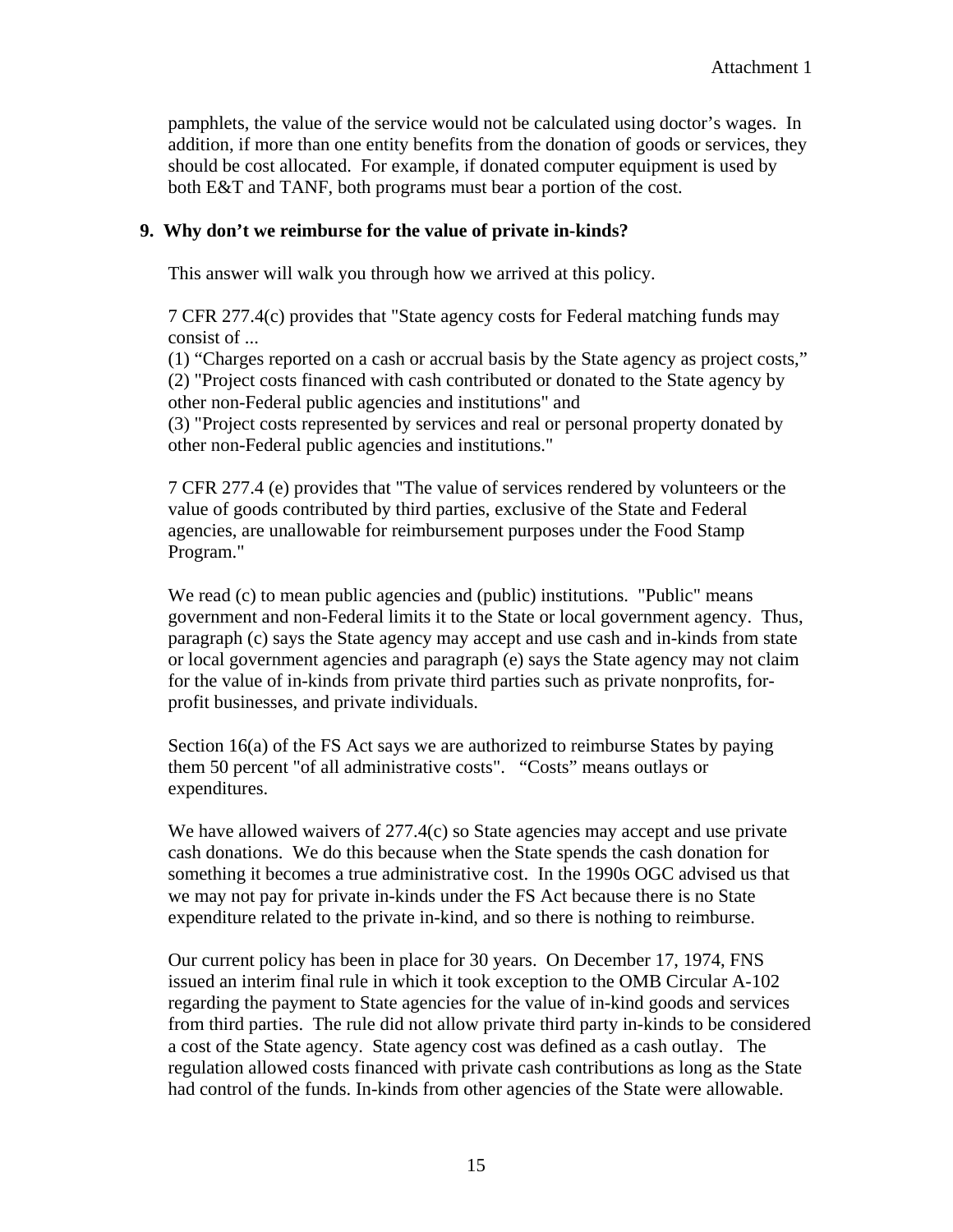pamphlets, the value of the service would not be calculated using doctor's wages. In addition, if more than one entity benefits from the donation of goods or services, they should be cost allocated. For example, if donated computer equipment is used by both E&T and TANF, both programs must bear a portion of the cost.

**9. Why don't we reimburse for the value of private in-kinds?**

This answer will walk you through how we arrived at this policy.

7 CFR 277.4(c) provides that "State agency costs for Federal matching funds may consist of ...
(1) "Charges reported on a cash or accrual basis by the State agency as project costs,"
(2) "Project costs financed with cash contributed or donated to the State agency by other non-Federal public agencies and institutions" and
(3) "Project costs represented by services and real or personal property donated by other non-Federal public agencies and institutions."

7 CFR 277.4 (e) provides that "The value of services rendered by volunteers or the value of goods contributed by third parties, exclusive of the State and Federal agencies, are unallowable for reimbursement purposes under the Food Stamp Program."

We read (c) to mean public agencies and (public) institutions. "Public" means government and non-Federal limits it to the State or local government agency. Thus, paragraph (c) says the State agency may accept and use cash and in-kinds from state or local government agencies and paragraph (e) says the State agency may not claim for the value of in-kinds from private third parties such as private nonprofits, for-profit businesses, and private individuals.

Section 16(a) of the FS Act says we are authorized to reimburse States by paying them 50 percent "of all administrative costs". "Costs" means outlays or expenditures.

We have allowed waivers of 277.4(c) so State agencies may accept and use private cash donations. We do this because when the State spends the cash donation for something it becomes a true administrative cost. In the 1990s OGC advised us that we may not pay for private in-kinds under the FS Act because there is no State expenditure related to the private in-kind, and so there is nothing to reimburse.

Our current policy has been in place for 30 years. On December 17, 1974, FNS issued an interim final rule in which it took exception to the OMB Circular A-102 regarding the payment to State agencies for the value of in-kind goods and services from third parties. The rule did not allow private third party in-kinds to be considered a cost of the State agency. State agency cost was defined as a cash outlay. The regulation allowed costs financed with private cash contributions as long as the State had control of the funds. In-kinds from other agencies of the State were allowable.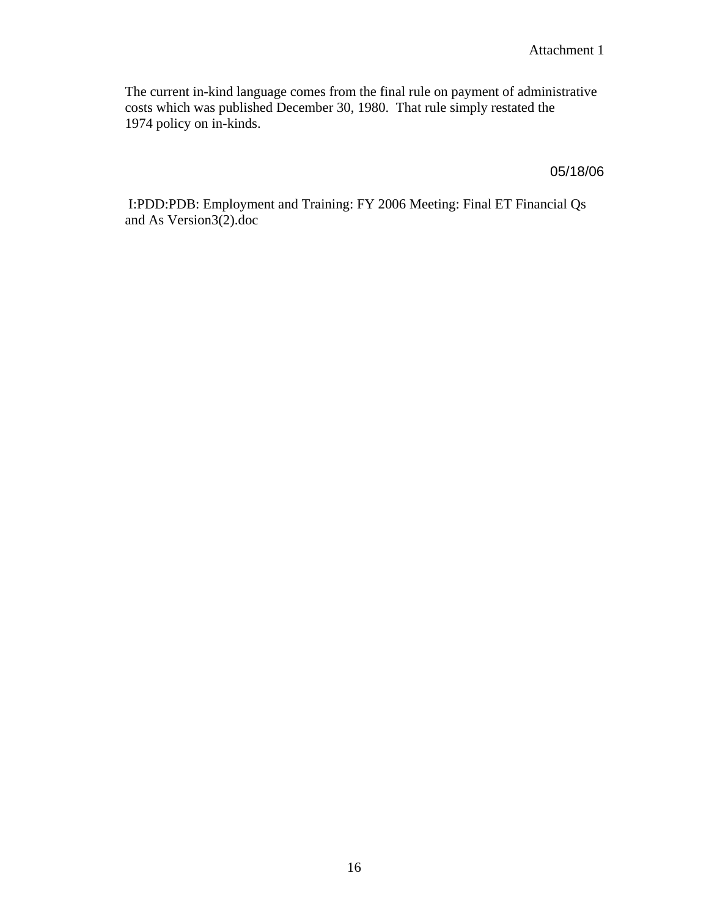Attachment 1

The current in-kind language comes from the final rule on payment of administrative costs which was published December 30, 1980. That rule simply restated the 1974 policy on in-kinds.

05/18/06

I:PDD:PDB: Employment and Training: FY 2006 Meeting: Final ET Financial Qs and As Version3(2).doc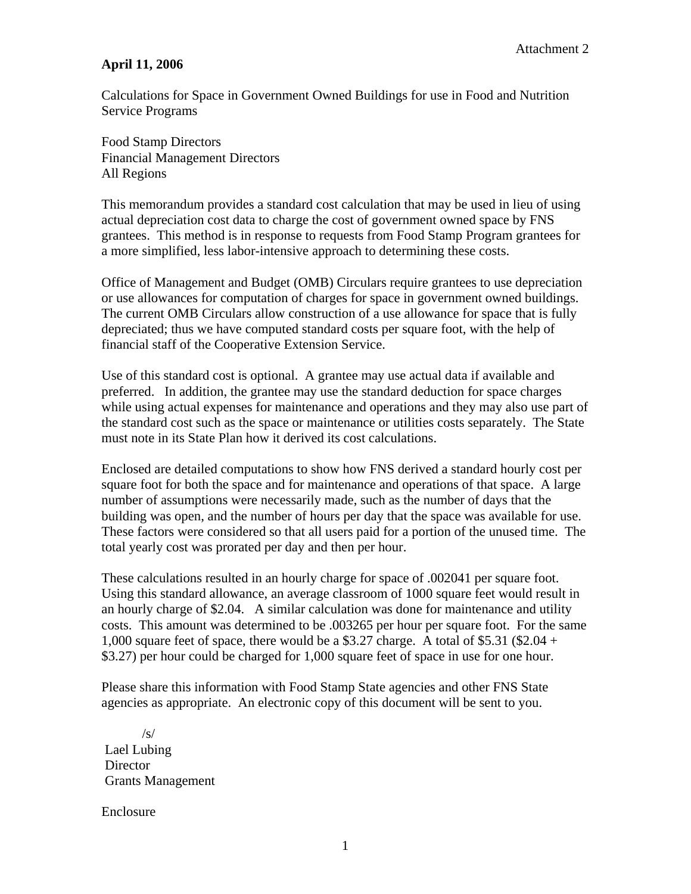Attachment 2

**April 11, 2006**

Calculations for Space in Government Owned Buildings for use in Food and Nutrition Service Programs

Food Stamp Directors
Financial Management Directors
All Regions

This memorandum provides a standard cost calculation that may be used in lieu of using actual depreciation cost data to charge the cost of government owned space by FNS grantees. This method is in response to requests from Food Stamp Program grantees for a more simplified, less labor-intensive approach to determining these costs.

Office of Management and Budget (OMB) Circulars require grantees to use depreciation or use allowances for computation of charges for space in government owned buildings. The current OMB Circulars allow construction of a use allowance for space that is fully depreciated; thus we have computed standard costs per square foot, with the help of financial staff of the Cooperative Extension Service.

Use of this standard cost is optional. A grantee may use actual data if available and preferred. In addition, the grantee may use the standard deduction for space charges while using actual expenses for maintenance and operations and they may also use part of the standard cost such as the space or maintenance or utilities costs separately. The State must note in its State Plan how it derived its cost calculations.

Enclosed are detailed computations to show how FNS derived a standard hourly cost per square foot for both the space and for maintenance and operations of that space. A large number of assumptions were necessarily made, such as the number of days that the building was open, and the number of hours per day that the space was available for use. These factors were considered so that all users paid for a portion of the unused time. The total yearly cost was prorated per day and then per hour.

These calculations resulted in an hourly charge for space of .002041 per square foot. Using this standard allowance, an average classroom of 1000 square feet would result in an hourly charge of $2.04. A similar calculation was done for maintenance and utility costs. This amount was determined to be .003265 per hour per square foot. For the same 1,000 square feet of space, there would be a $3.27 charge. A total of $5.31 ($2.04 + $3.27) per hour could be charged for 1,000 square feet of space in use for one hour.

Please share this information with Food Stamp State agencies and other FNS State agencies as appropriate. An electronic copy of this document will be sent to you.

/s/
Lael Lubing
Director
Grants Management

Enclosure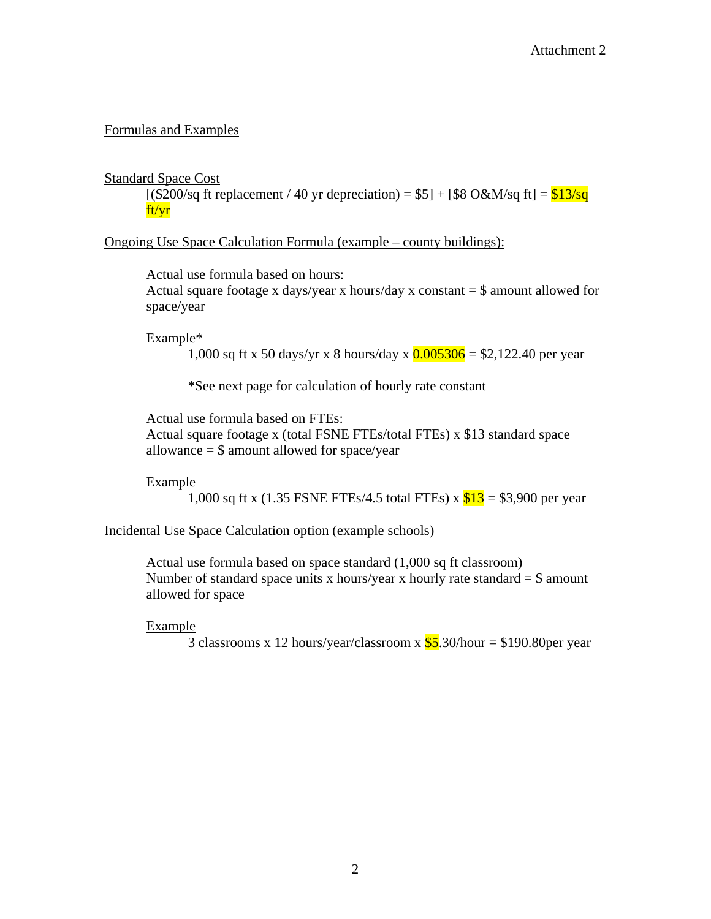Attachment 2

<u>Formulas and Examples</u>

<u>Standard Space Cost</u>

[($200/sq ft replacement / 40 yr depreciation) = $5] + [$8 O&M/sq ft] = $13/sq ft/yr

<u>Ongoing Use Space Calculation Formula (example – county buildings):</u>

<u>Actual use formula based on hours</u>:

Actual square footage x days/year x hours/day x constant = $ amount allowed for space/year

Example*

1,000 sq ft x 50 days/yr x 8 hours/day x 0.005306 = $2,122.40 per year

*See next page for calculation of hourly rate constant

<u>Actual use formula based on FTEs</u>:

Actual square footage x (total FSNE FTEs/total FTEs) x $13 standard space allowance = $ amount allowed for space/year

Example

1,000 sq ft x (1.35 FSNE FTEs/4.5 total FTEs) x $13 = $3,900 per year

<u>Incidental Use Space Calculation option (example schools)</u>

<u>Actual use formula based on space standard (1,000 sq ft classroom)</u>

Number of standard space units x hours/year x hourly rate standard = $ amount allowed for space

<u>Example</u>

3 classrooms x 12 hours/year/classroom x $5.30/hour = $190.80per year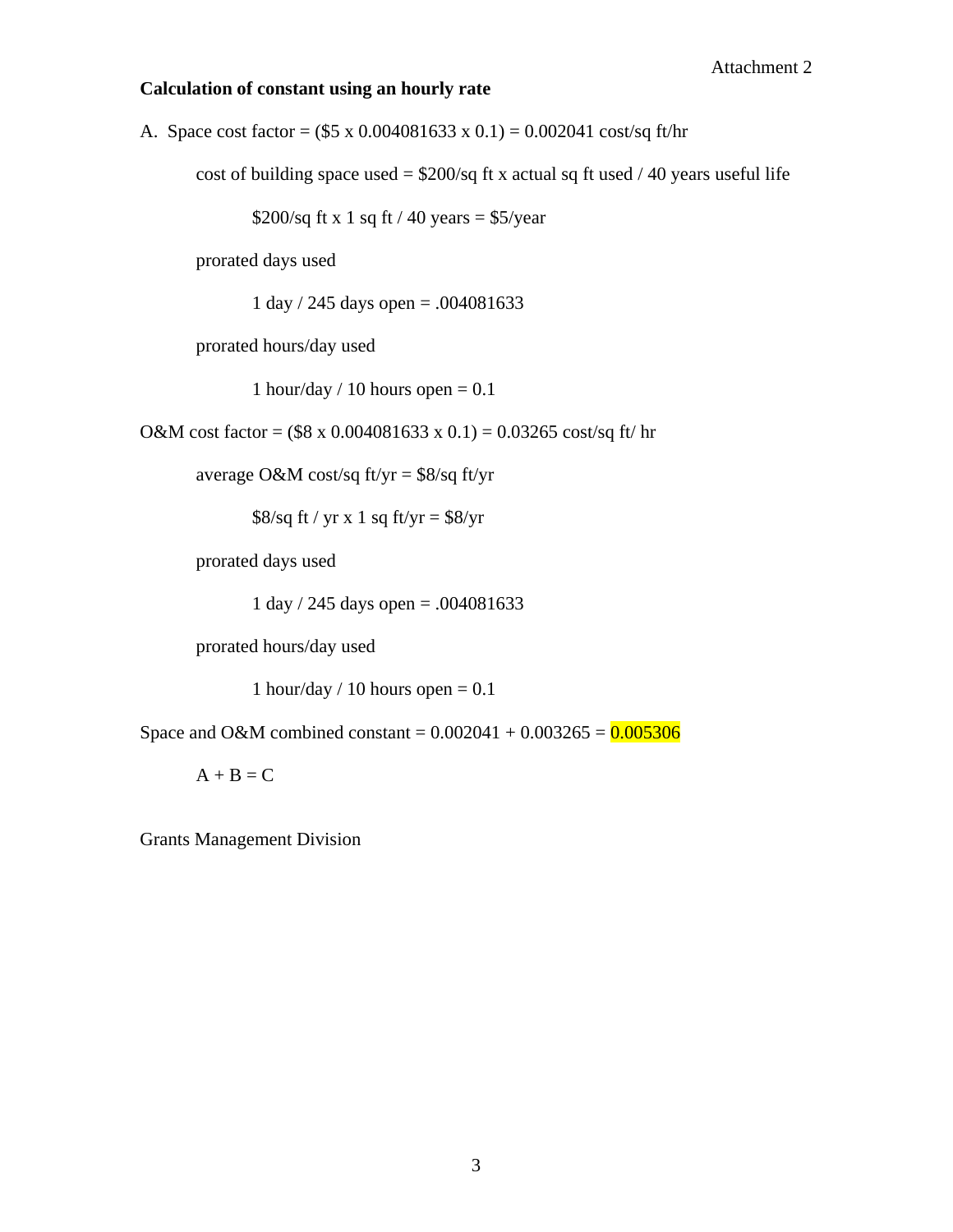Attachment 2

**Calculation of constant using an hourly rate**

A. Space cost factor = ($5 x 0.004081633 x 0.1) = 0.002041 cost/sq ft/hr

  cost of building space used = $200/sq ft x actual sq ft used / 40 years useful life

    $200/sq ft x 1 sq ft / 40 years = $5/year

  prorated days used

    1 day / 245 days open = .004081633

  prorated hours/day used

    1 hour/day / 10 hours open = 0.1

O&M cost factor = ($8 x 0.004081633 x 0.1) = 0.03265 cost/sq ft/ hr

  average O&M cost/sq ft/yr = $8/sq ft/yr

    $8/sq ft / yr x 1 sq ft/yr = $8/yr

  prorated days used

    1 day / 245 days open = .004081633

  prorated hours/day used

    1 hour/day / 10 hours open = 0.1

Space and O&M combined constant = 0.002041 + 0.003265 = 0.005306

  A + B = C

Grants Management Division